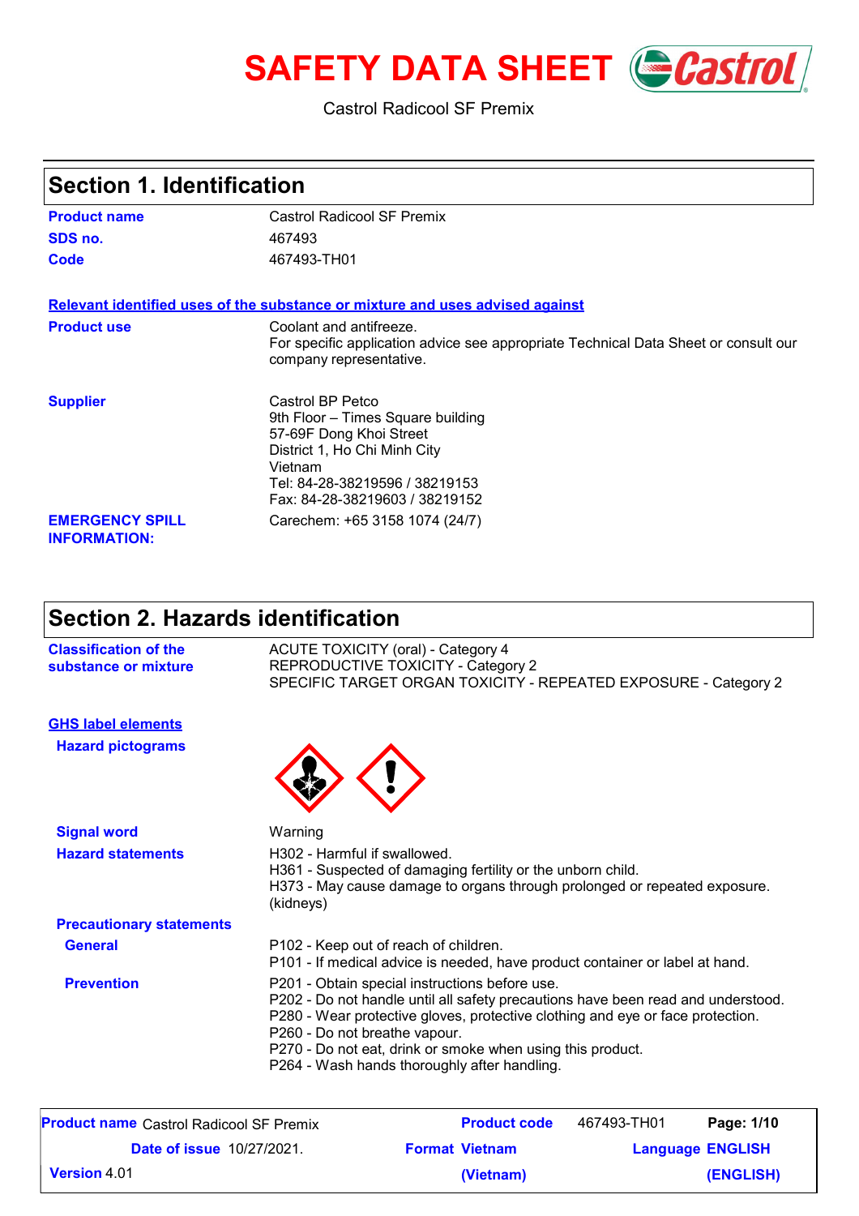# SAFETY DATA SHEET

Castrol Radicool SF Premix

## Section 1. Identification

| | |
|---|---|
| **Product name** | Castrol Radicool SF Premix |
| **SDS no.** | 467493 |
| **Code** | 467493-TH01 |

**Relevant identified uses of the substance or mixture and uses advised against**

| | |
|---|---|
| **Product use** | Coolant and antifreeze.<br>For specific application advice see appropriate Technical Data Sheet or consult our company representative. |
| **Supplier** | Castrol BP Petco<br>9th Floor – Times Square building<br>57-69F Dong Khoi Street<br>District 1, Ho Chi Minh City<br>Vietnam<br>Tel: 84-28-38219596 / 38219153<br>Fax: 84-28-38219603 / 38219152 |
| **EMERGENCY SPILL INFORMATION:** | Carechem: +65 3158 1074 (24/7) |

## Section 2. Hazards identification

| | |
|---|---|
| **Classification of the substance or mixture** | ACUTE TOXICITY (oral) - Category 4<br>REPRODUCTIVE TOXICITY - Category 2<br>SPECIFIC TARGET ORGAN TOXICITY - REPEATED EXPOSURE - Category 2 |

**GHS label elements**

**Hazard pictograms**

**Signal word**: Warning

**Hazard statements**

H302 - Harmful if swallowed.
H361 - Suspected of damaging fertility or the unborn child.
H373 - May cause damage to organs through prolonged or repeated exposure. (kidneys)

**Precautionary statements**

**General**

P102 - Keep out of reach of children.
P101 - If medical advice is needed, have product container or label at hand.

**Prevention**

P201 - Obtain special instructions before use.
P202 - Do not handle until all safety precautions have been read and understood.
P280 - Wear protective gloves, protective clothing and eye or face protection.
P260 - Do not breathe vapour.
P270 - Do not eat, drink or smoke when using this product.
P264 - Wash hands thoroughly after handling.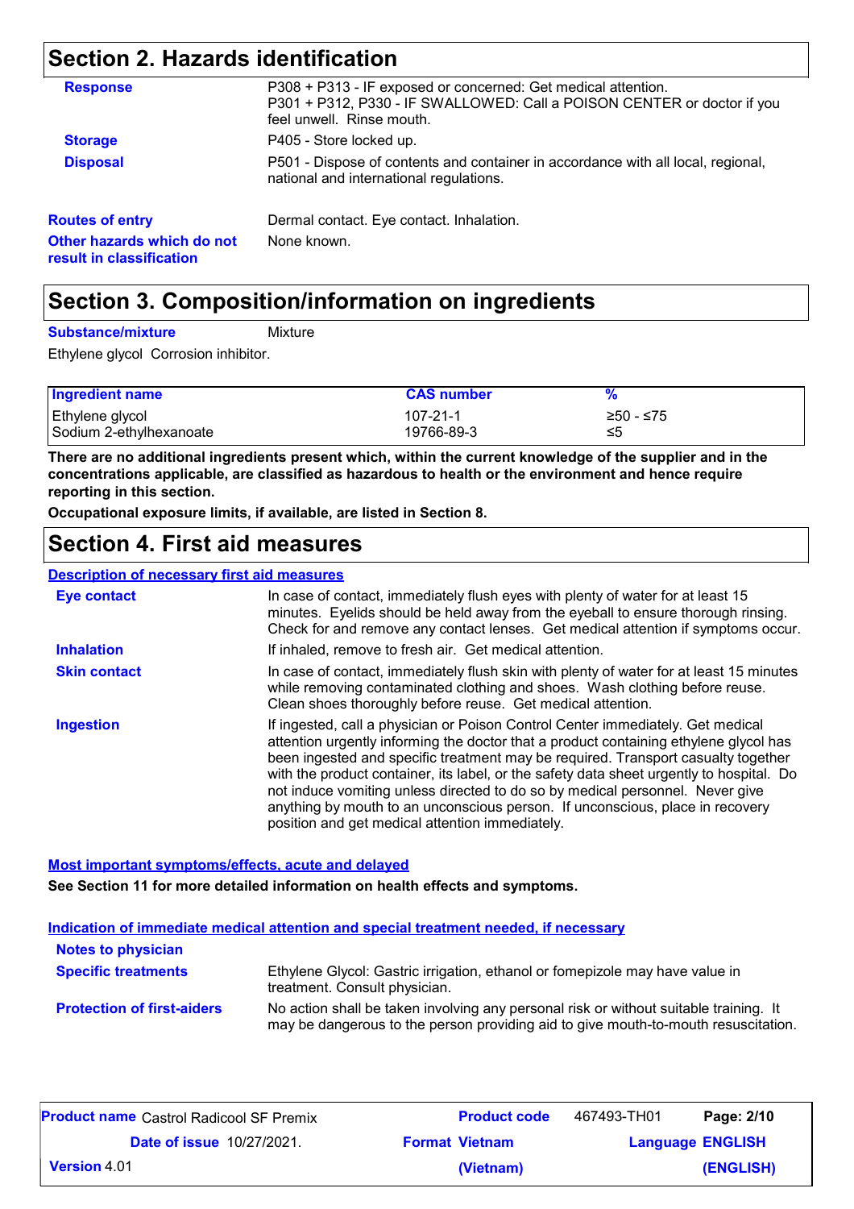## Section 2. Hazards identification

**Response** P308 + P313 - IF exposed or concerned: Get medical attention.
P301 + P312, P330 - IF SWALLOWED: Call a POISON CENTER or doctor if you feel unwell. Rinse mouth.

**Storage** P405 - Store locked up.

**Disposal** P501 - Dispose of contents and container in accordance with all local, regional, national and international regulations.

**Routes of entry** Dermal contact. Eye contact. Inhalation.

**Other hazards which do not result in classification** None known.

## Section 3. Composition/information on ingredients

**Substance/mixture** Mixture

Ethylene glycol Corrosion inhibitor.

| Ingredient name | CAS number | % |
|---|---|---|
| Ethylene glycol | 107-21-1 | ≥50 - ≤75 |
| Sodium 2-ethylhexanoate | 19766-89-3 | ≤5 |

**There are no additional ingredients present which, within the current knowledge of the supplier and in the concentrations applicable, are classified as hazardous to health or the environment and hence require reporting in this section.**

**Occupational exposure limits, if available, are listed in Section 8.**

## Section 4. First aid measures

### Description of necessary first aid measures

**Eye contact** In case of contact, immediately flush eyes with plenty of water for at least 15 minutes. Eyelids should be held away from the eyeball to ensure thorough rinsing. Check for and remove any contact lenses. Get medical attention if symptoms occur.

**Inhalation** If inhaled, remove to fresh air. Get medical attention.

**Skin contact** In case of contact, immediately flush skin with plenty of water for at least 15 minutes while removing contaminated clothing and shoes. Wash clothing before reuse. Clean shoes thoroughly before reuse. Get medical attention.

**Ingestion** If ingested, call a physician or Poison Control Center immediately. Get medical attention urgently informing the doctor that a product containing ethylene glycol has been ingested and specific treatment may be required. Transport casualty together with the product container, its label, or the safety data sheet urgently to hospital. Do not induce vomiting unless directed to do so by medical personnel. Never give anything by mouth to an unconscious person. If unconscious, place in recovery position and get medical attention immediately.

### Most important symptoms/effects, acute and delayed

**See Section 11 for more detailed information on health effects and symptoms.**

### Indication of immediate medical attention and special treatment needed, if necessary

**Notes to physician**

**Specific treatments** Ethylene Glycol: Gastric irrigation, ethanol or fomepizole may have value in treatment. Consult physician.

**Protection of first-aiders** No action shall be taken involving any personal risk or without suitable training. It may be dangerous to the person providing aid to give mouth-to-mouth resuscitation.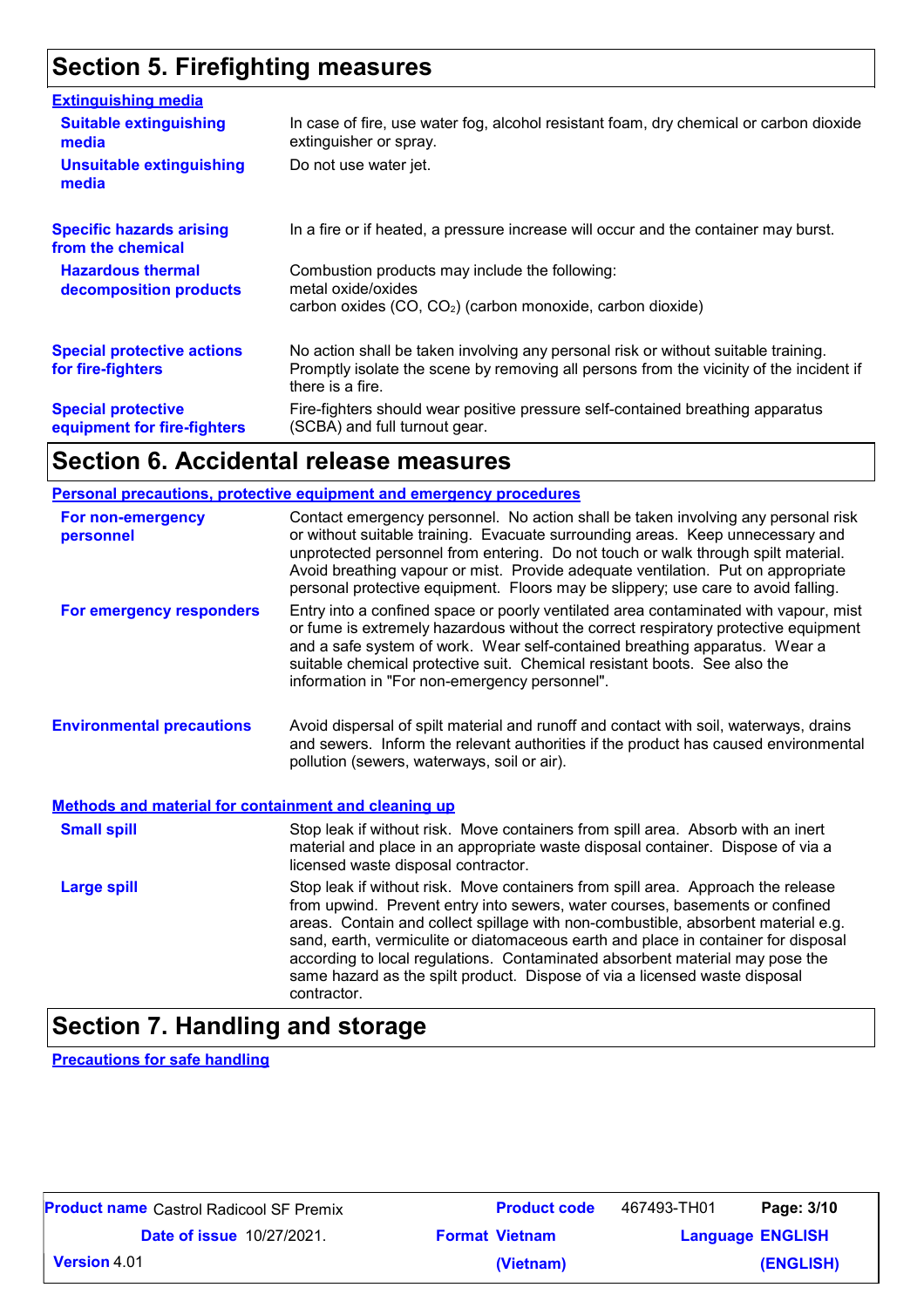## Section 5. Firefighting measures

**Extinguishing media**

| | |
|---|---|
| **Suitable extinguishing media** | In case of fire, use water fog, alcohol resistant foam, dry chemical or carbon dioxide extinguisher or spray. |
| **Unsuitable extinguishing media** | Do not use water jet. |
| **Specific hazards arising from the chemical** | In a fire or if heated, a pressure increase will occur and the container may burst. |
| **Hazardous thermal decomposition products** | Combustion products may include the following:<br>metal oxide/oxides<br>carbon oxides (CO, $CO_2$) (carbon monoxide, carbon dioxide) |
| **Special protective actions for fire-fighters** | No action shall be taken involving any personal risk or without suitable training. Promptly isolate the scene by removing all persons from the vicinity of the incident if there is a fire. |
| **Special protective equipment for fire-fighters** | Fire-fighters should wear positive pressure self-contained breathing apparatus (SCBA) and full turnout gear. |

## Section 6. Accidental release measures

**Personal precautions, protective equipment and emergency procedures**

| | |
|---|---|
| **For non-emergency personnel** | Contact emergency personnel. No action shall be taken involving any personal risk or without suitable training. Evacuate surrounding areas. Keep unnecessary and unprotected personnel from entering. Do not touch or walk through spilt material. Avoid breathing vapour or mist. Provide adequate ventilation. Put on appropriate personal protective equipment. Floors may be slippery; use care to avoid falling. |
| **For emergency responders** | Entry into a confined space or poorly ventilated area contaminated with vapour, mist or fume is extremely hazardous without the correct respiratory protective equipment and a safe system of work. Wear self-contained breathing apparatus. Wear a suitable chemical protective suit. Chemical resistant boots. See also the information in "For non-emergency personnel". |
| **Environmental precautions** | Avoid dispersal of spilt material and runoff and contact with soil, waterways, drains and sewers. Inform the relevant authorities if the product has caused environmental pollution (sewers, waterways, soil or air). |

**Methods and material for containment and cleaning up**

| | |
|---|---|
| **Small spill** | Stop leak if without risk. Move containers from spill area. Absorb with an inert material and place in an appropriate waste disposal container. Dispose of via a licensed waste disposal contractor. |
| **Large spill** | Stop leak if without risk. Move containers from spill area. Approach the release from upwind. Prevent entry into sewers, water courses, basements or confined areas. Contain and collect spillage with non-combustible, absorbent material e.g. sand, earth, vermiculite or diatomaceous earth and place in container for disposal according to local regulations. Contaminated absorbent material may pose the same hazard as the spilt product. Dispose of via a licensed waste disposal contractor. |

## Section 7. Handling and storage

**Precautions for safe handling**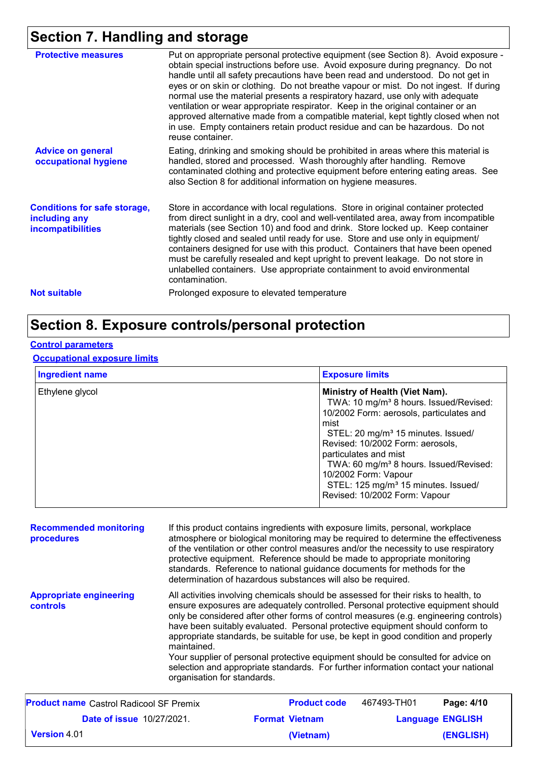## Section 7. Handling and storage

**Protective measures**

Put on appropriate personal protective equipment (see Section 8). Avoid exposure - obtain special instructions before use. Avoid exposure during pregnancy. Do not handle until all safety precautions have been read and understood. Do not get in eyes or on skin or clothing. Do not breathe vapour or mist. Do not ingest. If during normal use the material presents a respiratory hazard, use only with adequate ventilation or wear appropriate respirator. Keep in the original container or an approved alternative made from a compatible material, kept tightly closed when not in use. Empty containers retain product residue and can be hazardous. Do not reuse container.

**Advice on general occupational hygiene**

Eating, drinking and smoking should be prohibited in areas where this material is handled, stored and processed. Wash thoroughly after handling. Remove contaminated clothing and protective equipment before entering eating areas. See also Section 8 for additional information on hygiene measures.

**Conditions for safe storage, including any incompatibilities**

Store in accordance with local regulations. Store in original container protected from direct sunlight in a dry, cool and well-ventilated area, away from incompatible materials (see Section 10) and food and drink. Store locked up. Keep container tightly closed and sealed until ready for use. Store and use only in equipment/ containers designed for use with this product. Containers that have been opened must be carefully resealed and kept upright to prevent leakage. Do not store in unlabelled containers. Use appropriate containment to avoid environmental contamination.

**Not suitable**

Prolonged exposure to elevated temperature

## Section 8. Exposure controls/personal protection

### Control parameters

#### Occupational exposure limits

| Ingredient name | Exposure limits |
| --- | --- |
| Ethylene glycol | **Ministry of Health (Viet Nam).**<br>TWA: 10 mg/m³ 8 hours. Issued/Revised: 10/2002 Form: aerosols, particulates and mist<br>STEL: 20 mg/m³ 15 minutes. Issued/ Revised: 10/2002 Form: aerosols, particulates and mist<br>TWA: 60 mg/m³ 8 hours. Issued/Revised: 10/2002 Form: Vapour<br>STEL: 125 mg/m³ 15 minutes. Issued/ Revised: 10/2002 Form: Vapour |

**Recommended monitoring procedures**

If this product contains ingredients with exposure limits, personal, workplace atmosphere or biological monitoring may be required to determine the effectiveness of the ventilation or other control measures and/or the necessity to use respiratory protective equipment. Reference should be made to appropriate monitoring standards. Reference to national guidance documents for methods for the determination of hazardous substances will also be required.

**Appropriate engineering controls**

All activities involving chemicals should be assessed for their risks to health, to ensure exposures are adequately controlled. Personal protective equipment should only be considered after other forms of control measures (e.g. engineering controls) have been suitably evaluated. Personal protective equipment should conform to appropriate standards, be suitable for use, be kept in good condition and properly maintained.

Your supplier of personal protective equipment should be consulted for advice on selection and appropriate standards. For further information contact your national organisation for standards.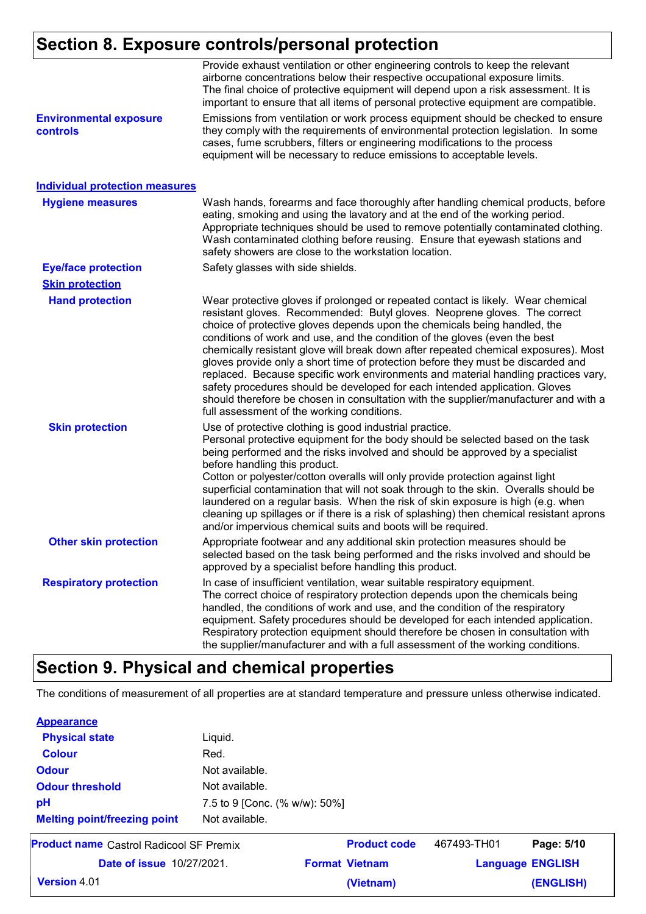## Section 8. Exposure controls/personal protection

Provide exhaust ventilation or other engineering controls to keep the relevant airborne concentrations below their respective occupational exposure limits. The final choice of protective equipment will depend upon a risk assessment. It is important to ensure that all items of personal protective equipment are compatible.

**Environmental exposure controls**: Emissions from ventilation or work process equipment should be checked to ensure they comply with the requirements of environmental protection legislation. In some cases, fume scrubbers, filters or engineering modifications to the process equipment will be necessary to reduce emissions to acceptable levels.

### Individual protection measures

**Hygiene measures**: Wash hands, forearms and face thoroughly after handling chemical products, before eating, smoking and using the lavatory and at the end of the working period. Appropriate techniques should be used to remove potentially contaminated clothing. Wash contaminated clothing before reusing. Ensure that eyewash stations and safety showers are close to the workstation location.

**Eye/face protection**: Safety glasses with side shields.

**Skin protection**

**Hand protection**: Wear protective gloves if prolonged or repeated contact is likely. Wear chemical resistant gloves. Recommended: Butyl gloves. Neoprene gloves. The correct choice of protective gloves depends upon the chemicals being handled, the conditions of work and use, and the condition of the gloves (even the best chemically resistant glove will break down after repeated chemical exposures). Most gloves provide only a short time of protection before they must be discarded and replaced. Because specific work environments and material handling practices vary, safety procedures should be developed for each intended application. Gloves should therefore be chosen in consultation with the supplier/manufacturer and with a full assessment of the working conditions.

**Skin protection**: Use of protective clothing is good industrial practice.
Personal protective equipment for the body should be selected based on the task being performed and the risks involved and should be approved by a specialist before handling this product.
Cotton or polyester/cotton overalls will only provide protection against light superficial contamination that will not soak through to the skin. Overalls should be laundered on a regular basis. When the risk of skin exposure is high (e.g. when cleaning up spillages or if there is a risk of splashing) then chemical resistant aprons and/or impervious chemical suits and boots will be required.

**Other skin protection**: Appropriate footwear and any additional skin protection measures should be selected based on the task being performed and the risks involved and should be approved by a specialist before handling this product.

**Respiratory protection**: In case of insufficient ventilation, wear suitable respiratory equipment.
The correct choice of respiratory protection depends upon the chemicals being handled, the conditions of work and use, and the condition of the respiratory equipment. Safety procedures should be developed for each intended application. Respiratory protection equipment should therefore be chosen in consultation with the supplier/manufacturer and with a full assessment of the working conditions.

## Section 9. Physical and chemical properties

The conditions of measurement of all properties are at standard temperature and pressure unless otherwise indicated.

### Appearance

| | |
|---|---|
| **Physical state** | Liquid. |
| **Colour** | Red. |
| **Odour** | Not available. |
| **Odour threshold** | Not available. |
| **pH** | 7.5 to 9 [Conc. (% w/w): 50%] |
| **Melting point/freezing point** | Not available. |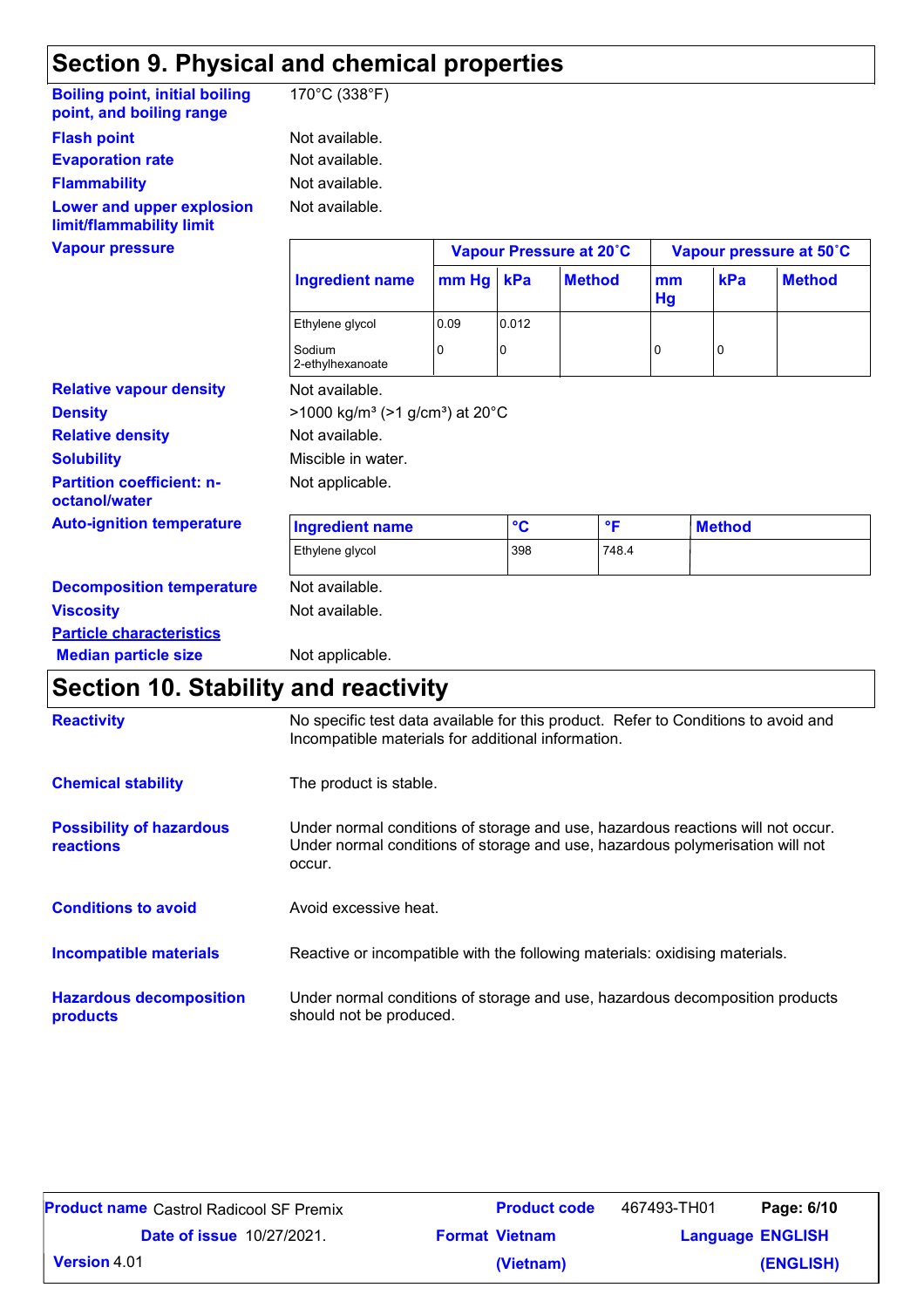## Section 9. Physical and chemical properties

**Boiling point, initial boiling point, and boiling range**: 170°C (338°F)

**Flash point**: Not available.

**Evaporation rate**: Not available.

**Flammability**: Not available.

**Lower and upper explosion limit/flammability limit**: Not available.

**Vapour pressure**:

| Ingredient name | Vapour Pressure at 20˚C | | | Vapour pressure at 50˚C | | |
|---|---|---|---|---|---|---|
| | mm Hg | kPa | Method | mm Hg | kPa | Method |
| Ethylene glycol | 0.09 | 0.012 | | | | |
| Sodium 2-ethylhexanoate | 0 | 0 | | 0 | 0 | |

**Relative vapour density**: Not available.

**Density**: >1000 kg/m³ (>1 g/cm³) at 20°C

**Relative density**: Not available.

**Solubility**: Miscible in water.

**Partition coefficient: n-octanol/water**: Not applicable.

**Auto-ignition temperature**:

| Ingredient name | °C | °F | Method |
|---|---|---|---|
| Ethylene glycol | 398 | 748.4 | |

**Decomposition temperature**: Not available.

**Viscosity**: Not available.

**Particle characteristics**

**Median particle size**: Not applicable.

## Section 10. Stability and reactivity

**Reactivity**: No specific test data available for this product. Refer to Conditions to avoid and Incompatible materials for additional information.

**Chemical stability**: The product is stable.

**Possibility of hazardous reactions**: Under normal conditions of storage and use, hazardous reactions will not occur. Under normal conditions of storage and use, hazardous polymerisation will not occur.

**Conditions to avoid**: Avoid excessive heat.

**Incompatible materials**: Reactive or incompatible with the following materials: oxidising materials.

**Hazardous decomposition products**: Under normal conditions of storage and use, hazardous decomposition products should not be produced.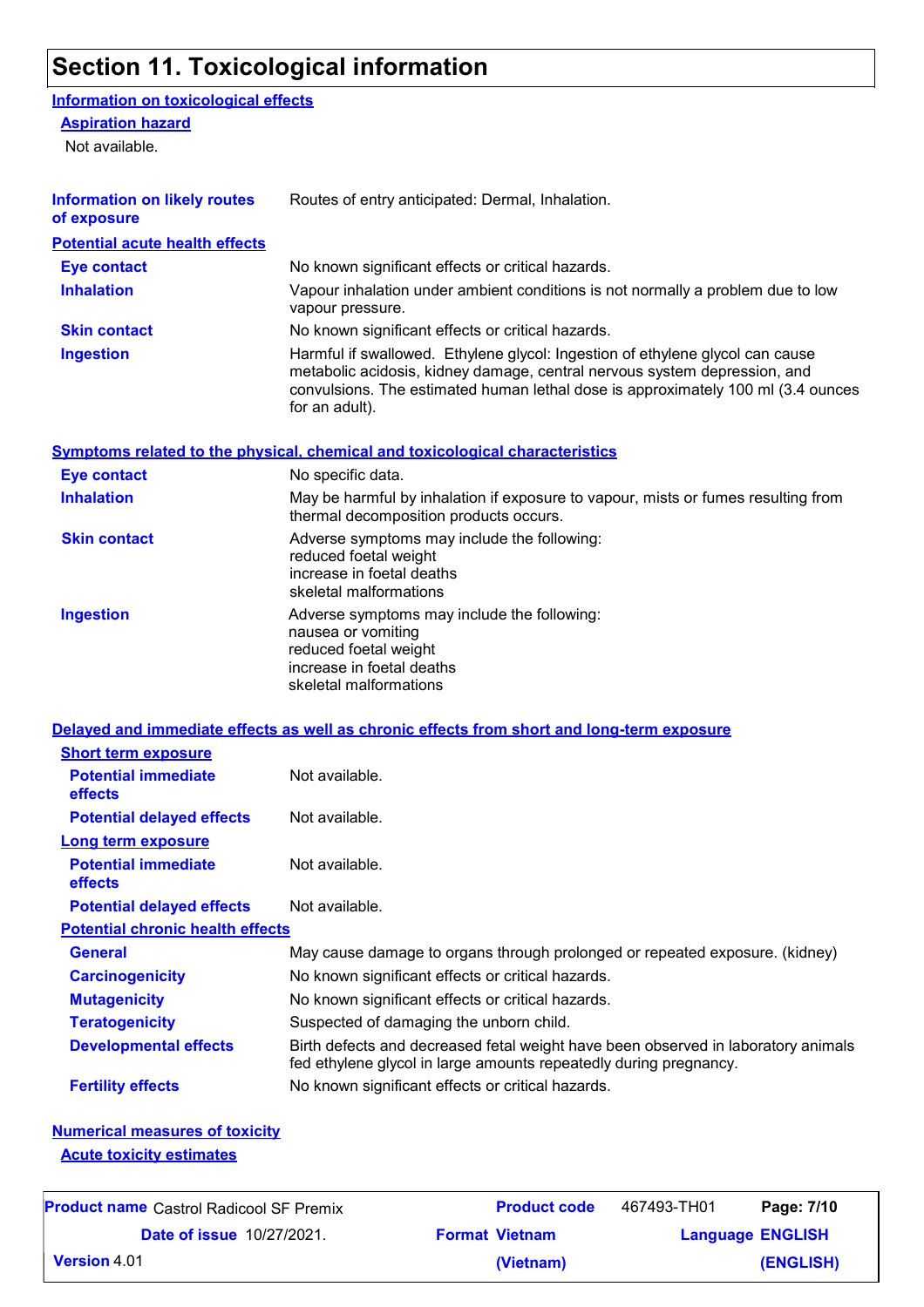# Section 11. Toxicological information

## Information on toxicological effects

### Aspiration hazard

Not available.

| | |
|---|---|
| **Information on likely routes of exposure** | Routes of entry anticipated: Dermal, Inhalation. |

### Potential acute health effects

| | |
|---|---|
| **Eye contact** | No known significant effects or critical hazards. |
| **Inhalation** | Vapour inhalation under ambient conditions is not normally a problem due to low vapour pressure. |
| **Skin contact** | No known significant effects or critical hazards. |
| **Ingestion** | Harmful if swallowed. Ethylene glycol: Ingestion of ethylene glycol can cause metabolic acidosis, kidney damage, central nervous system depression, and convulsions. The estimated human lethal dose is approximately 100 ml (3.4 ounces for an adult). |

### Symptoms related to the physical, chemical and toxicological characteristics

| | |
|---|---|
| **Eye contact** | No specific data. |
| **Inhalation** | May be harmful by inhalation if exposure to vapour, mists or fumes resulting from thermal decomposition products occurs. |
| **Skin contact** | Adverse symptoms may include the following:<br>reduced foetal weight<br>increase in foetal deaths<br>skeletal malformations |
| **Ingestion** | Adverse symptoms may include the following:<br>nausea or vomiting<br>reduced foetal weight<br>increase in foetal deaths<br>skeletal malformations |

### Delayed and immediate effects as well as chronic effects from short and long-term exposure

#### Short term exposure

| | |
|---|---|
| **Potential immediate effects** | Not available. |
| **Potential delayed effects** | Not available. |

#### Long term exposure

| | |
|---|---|
| **Potential immediate effects** | Not available. |
| **Potential delayed effects** | Not available. |

#### Potential chronic health effects

| | |
|---|---|
| **General** | May cause damage to organs through prolonged or repeated exposure. (kidney) |
| **Carcinogenicity** | No known significant effects or critical hazards. |
| **Mutagenicity** | No known significant effects or critical hazards. |
| **Teratogenicity** | Suspected of damaging the unborn child. |
| **Developmental effects** | Birth defects and decreased fetal weight have been observed in laboratory animals fed ethylene glycol in large amounts repeatedly during pregnancy. |
| **Fertility effects** | No known significant effects or critical hazards. |

### Numerical measures of toxicity

#### Acute toxicity estimates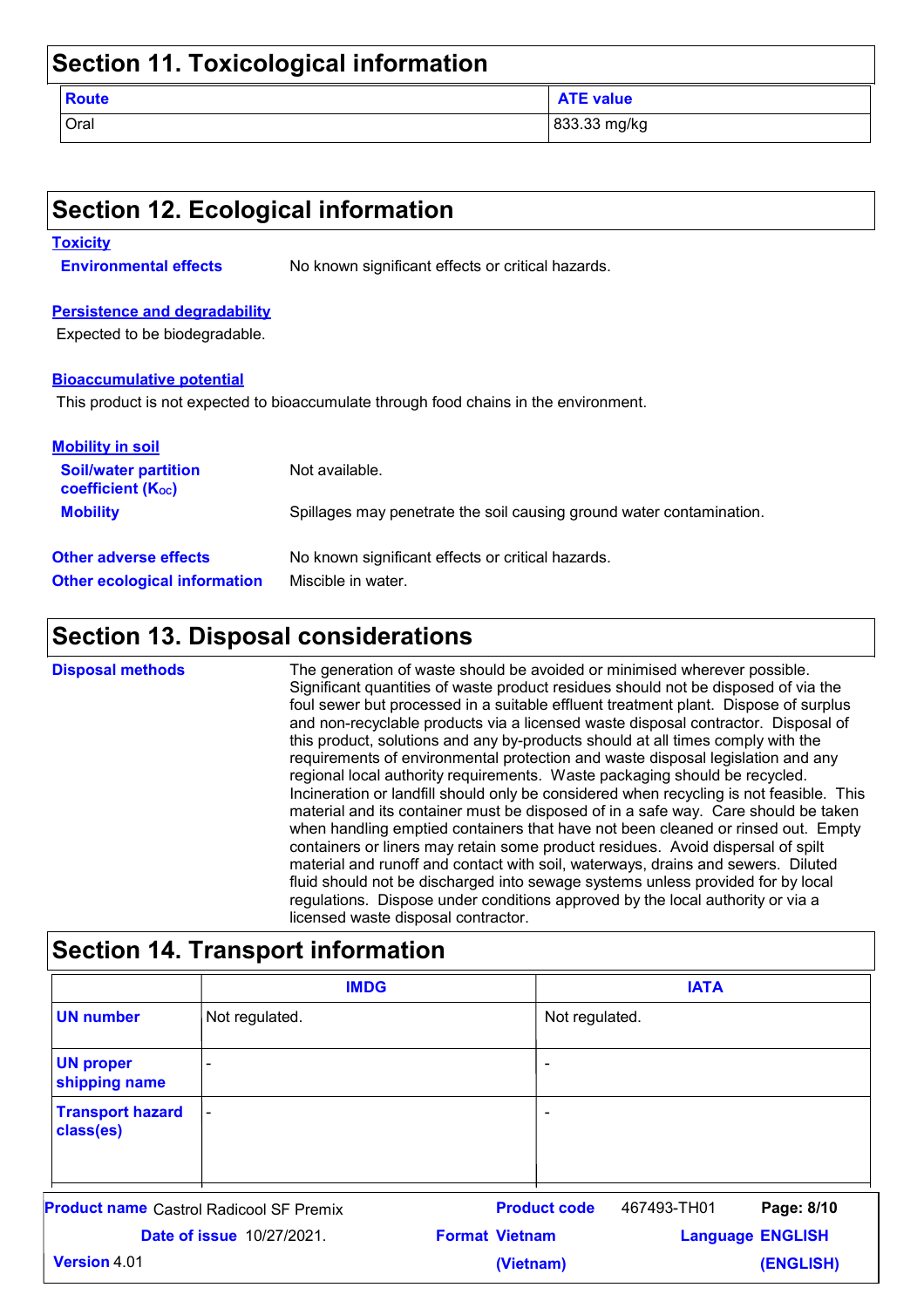## Section 11. Toxicological information

| Route | ATE value |
|---|---|
| Oral | 833.33 mg/kg |

## Section 12. Ecological information

**Toxicity**

**Environmental effects** No known significant effects or critical hazards.

**Persistence and degradability**

Expected to be biodegradable.

**Bioaccumulative potential**

This product is not expected to bioaccumulate through food chains in the environment.

**Mobility in soil**

**Soil/water partition coefficient ($K_{OC}$)** Not available.

**Mobility** Spillages may penetrate the soil causing ground water contamination.

**Other adverse effects** No known significant effects or critical hazards.

**Other ecological information** Miscible in water.

## Section 13. Disposal considerations

**Disposal methods** The generation of waste should be avoided or minimised wherever possible. Significant quantities of waste product residues should not be disposed of via the foul sewer but processed in a suitable effluent treatment plant. Dispose of surplus and non-recyclable products via a licensed waste disposal contractor. Disposal of this product, solutions and any by-products should at all times comply with the requirements of environmental protection and waste disposal legislation and any regional local authority requirements. Waste packaging should be recycled. Incineration or landfill should only be considered when recycling is not feasible. This material and its container must be disposed of in a safe way. Care should be taken when handling emptied containers that have not been cleaned or rinsed out. Empty containers or liners may retain some product residues. Avoid dispersal of spilt material and runoff and contact with soil, waterways, drains and sewers. Diluted fluid should not be discharged into sewage systems unless provided for by local regulations. Dispose under conditions approved by the local authority or via a licensed waste disposal contractor.

## Section 14. Transport information

| | IMDG | IATA |
|---|---|---|
| UN number | Not regulated. | Not regulated. |
| UN proper shipping name | - | - |
| Transport hazard class(es) | - | - |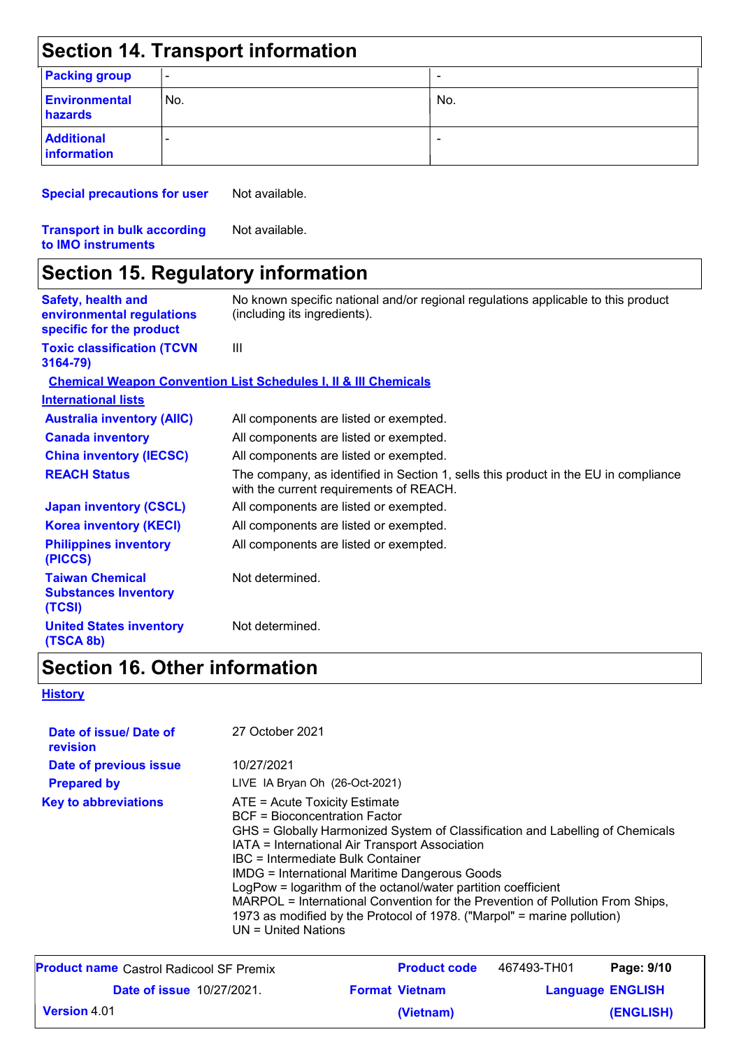## Section 14. Transport information

| Packing group | - | - |
|---|---|---|
| Environmental hazards | No. | No. |
| Additional information | - | - |

**Special precautions for user** Not available.

**Transport in bulk according to IMO instruments** Not available.

## Section 15. Regulatory information

**Safety, health and environmental regulations specific for the product** No known specific national and/or regional regulations applicable to this product (including its ingredients).

**Toxic classification (TCVN 3164-79)** III

**Chemical Weapon Convention List Schedules I, II & III Chemicals**

**International lists**

| | |
|---|---|
| Australia inventory (AIIC) | All components are listed or exempted. |
| Canada inventory | All components are listed or exempted. |
| China inventory (IECSC) | All components are listed or exempted. |
| REACH Status | The company, as identified in Section 1, sells this product in the EU in compliance with the current requirements of REACH. |
| Japan inventory (CSCL) | All components are listed or exempted. |
| Korea inventory (KECI) | All components are listed or exempted. |
| Philippines inventory (PICCS) | All components are listed or exempted. |
| Taiwan Chemical Substances Inventory (TCSI) | Not determined. |
| United States inventory (TSCA 8b) | Not determined. |

## Section 16. Other information

**History**

**Date of issue/ Date of revision** 27 October 2021

**Date of previous issue** 10/27/2021

**Prepared by** LIVE IA Bryan Oh (26-Oct-2021)

**Key to abbreviations**

ATE = Acute Toxicity Estimate
BCF = Bioconcentration Factor
GHS = Globally Harmonized System of Classification and Labelling of Chemicals
IATA = International Air Transport Association
IBC = Intermediate Bulk Container
IMDG = International Maritime Dangerous Goods
LogPow = logarithm of the octanol/water partition coefficient
MARPOL = International Convention for the Prevention of Pollution From Ships, 1973 as modified by the Protocol of 1978. ("Marpol" = marine pollution)
UN = United Nations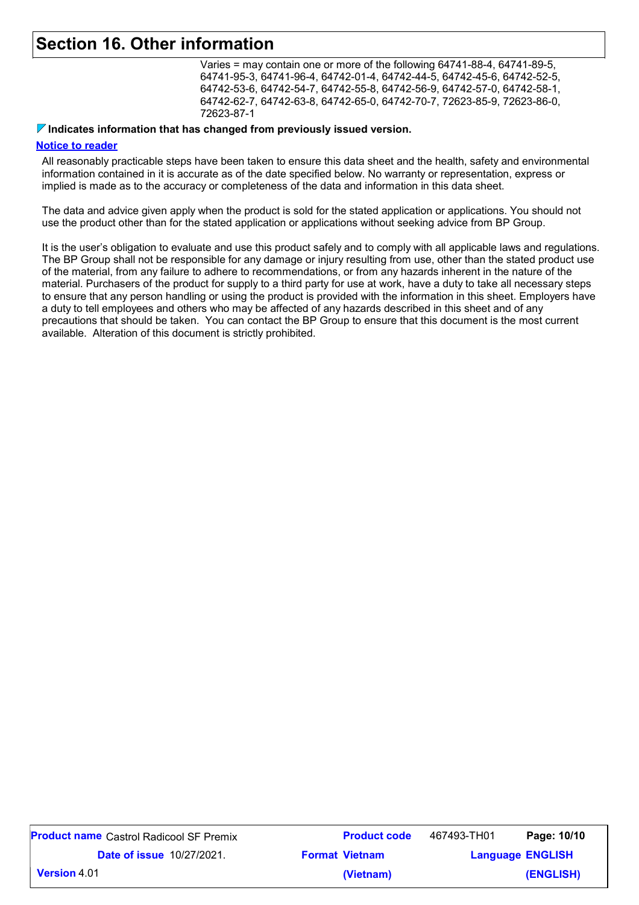## Section 16. Other information

Varies = may contain one or more of the following 64741-88-4, 64741-89-5, 64741-95-3, 64741-96-4, 64742-01-4, 64742-44-5, 64742-45-6, 64742-52-5, 64742-53-6, 64742-54-7, 64742-55-8, 64742-56-9, 64742-57-0, 64742-58-1, 64742-62-7, 64742-63-8, 64742-65-0, 64742-70-7, 72623-85-9, 72623-86-0, 72623-87-1

**Indicates information that has changed from previously issued version.**

**Notice to reader**

All reasonably practicable steps have been taken to ensure this data sheet and the health, safety and environmental information contained in it is accurate as of the date specified below. No warranty or representation, express or implied is made as to the accuracy or completeness of the data and information in this data sheet.

The data and advice given apply when the product is sold for the stated application or applications. You should not use the product other than for the stated application or applications without seeking advice from BP Group.

It is the user's obligation to evaluate and use this product safely and to comply with all applicable laws and regulations. The BP Group shall not be responsible for any damage or injury resulting from use, other than the stated product use of the material, from any failure to adhere to recommendations, or from any hazards inherent in the nature of the material. Purchasers of the product for supply to a third party for use at work, have a duty to take all necessary steps to ensure that any person handling or using the product is provided with the information in this sheet. Employers have a duty to tell employees and others who may be affected of any hazards described in this sheet and of any precautions that should be taken. You can contact the BP Group to ensure that this document is the most current available. Alteration of this document is strictly prohibited.